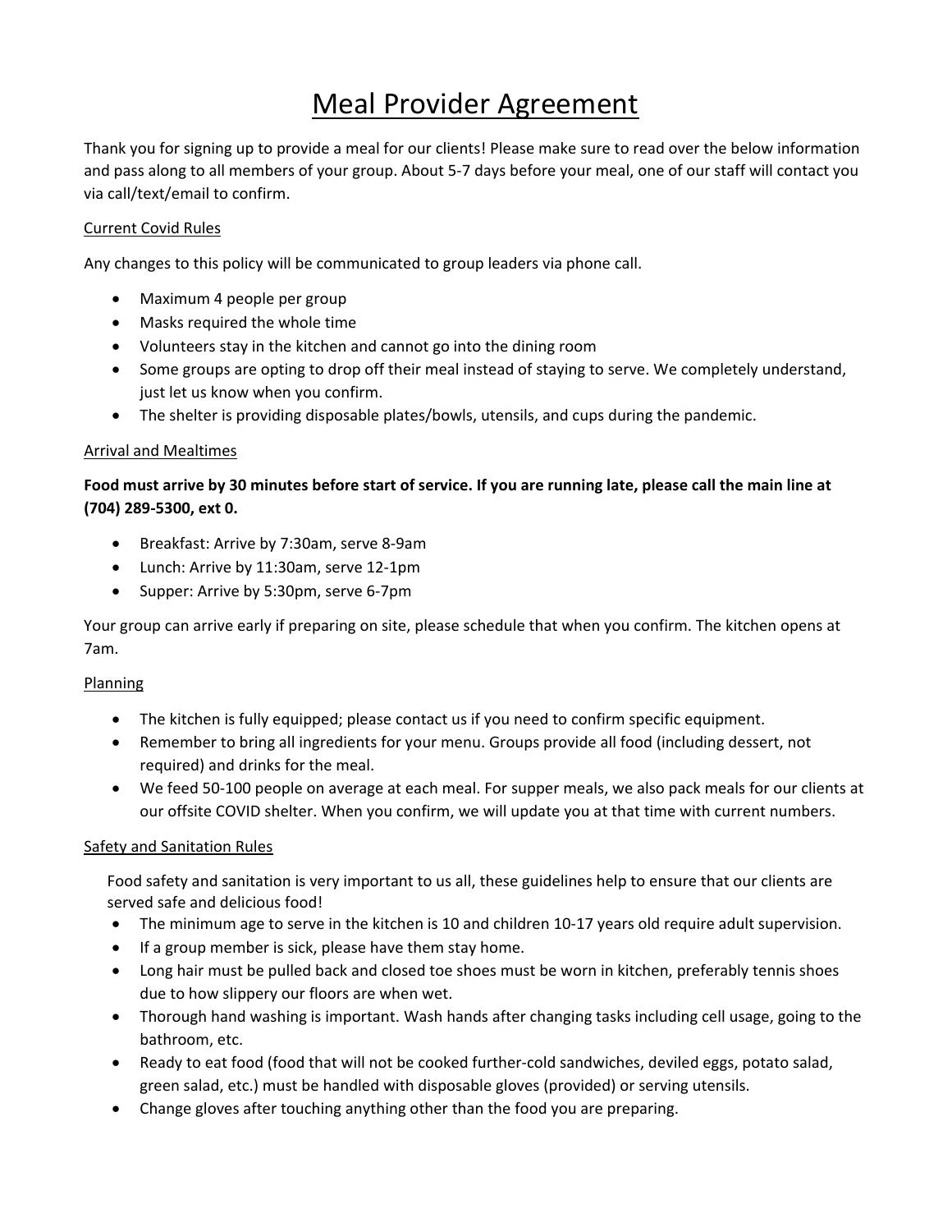# Meal Provider Agreement

Thank you for signing up to provide a meal for our clients! Please make sure to read over the below information and pass along to all members of your group. About 5-7 days before your meal, one of our staff will contact you via call/text/email to confirm.

## Current Covid Rules

Any changes to this policy will be communicated to group leaders via phone call.

- Maximum 4 people per group
- Masks required the whole time
- Volunteers stay in the kitchen and cannot go into the dining room
- Some groups are opting to drop off their meal instead of staying to serve. We completely understand, just let us know when you confirm.
- The shelter is providing disposable plates/bowls, utensils, and cups during the pandemic.

## Arrival and Mealtimes

**Food must arrive by 30 minutes before start of service. If you are running late, please call the main line at (704) 289-5300, ext 0.**

- Breakfast: Arrive by 7:30am, serve 8-9am
- Lunch: Arrive by 11:30am, serve 12-1pm
- Supper: Arrive by 5:30pm, serve 6-7pm

Your group can arrive early if preparing on site, please schedule that when you confirm. The kitchen opens at 7am.

## Planning

- The kitchen is fully equipped; please contact us if you need to confirm specific equipment.
- Remember to bring all ingredients for your menu. Groups provide all food (including dessert, not required) and drinks for the meal.
- We feed 50-100 people on average at each meal. For supper meals, we also pack meals for our clients at our offsite COVID shelter. When you confirm, we will update you at that time with current numbers.

## Safety and Sanitation Rules

Food safety and sanitation is very important to us all, these guidelines help to ensure that our clients are served safe and delicious food!

- The minimum age to serve in the kitchen is 10 and children 10-17 years old require adult supervision.
- If a group member is sick, please have them stay home.
- Long hair must be pulled back and closed toe shoes must be worn in kitchen, preferably tennis shoes due to how slippery our floors are when wet.
- Thorough hand washing is important. Wash hands after changing tasks including cell usage, going to the bathroom, etc.
- Ready to eat food (food that will not be cooked further-cold sandwiches, deviled eggs, potato salad, green salad, etc.) must be handled with disposable gloves (provided) or serving utensils.
- Change gloves after touching anything other than the food you are preparing.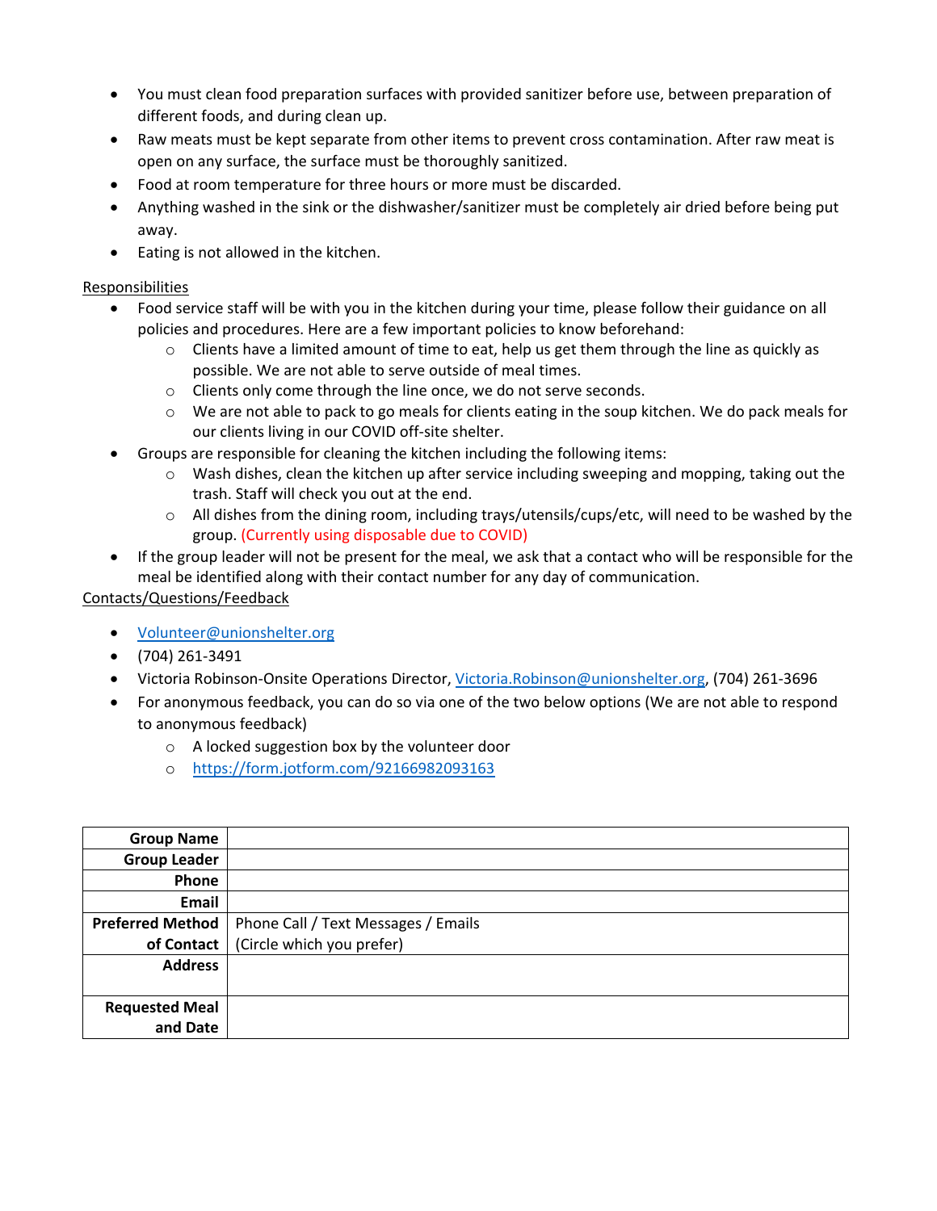- You must clean food preparation surfaces with provided sanitizer before use, between preparation of different foods, and during clean up.
- Raw meats must be kept separate from other items to prevent cross contamination. After raw meat is open on any surface, the surface must be thoroughly sanitized.
- Food at room temperature for three hours or more must be discarded.
- Anything washed in the sink or the dishwasher/sanitizer must be completely air dried before being put away.
- Eating is not allowed in the kitchen.

Responsibilities

- Food service staff will be with you in the kitchen during your time, please follow their guidance on all policies and procedures. Here are a few important policies to know beforehand:
  - Clients have a limited amount of time to eat, help us get them through the line as quickly as possible. We are not able to serve outside of meal times.
  - Clients only come through the line once, we do not serve seconds.
  - We are not able to pack to go meals for clients eating in the soup kitchen. We do pack meals for our clients living in our COVID off-site shelter.
- Groups are responsible for cleaning the kitchen including the following items:
  - Wash dishes, clean the kitchen up after service including sweeping and mopping, taking out the trash. Staff will check you out at the end.
  - All dishes from the dining room, including trays/utensils/cups/etc, will need to be washed by the group. (Currently using disposable due to COVID)
- If the group leader will not be present for the meal, we ask that a contact who will be responsible for the meal be identified along with their contact number for any day of communication.

Contacts/Questions/Feedback

- Volunteer@unionshelter.org
- (704) 261-3491
- Victoria Robinson-Onsite Operations Director, Victoria.Robinson@unionshelter.org, (704) 261-3696
- For anonymous feedback, you can do so via one of the two below options (We are not able to respond to anonymous feedback)
  - A locked suggestion box by the volunteer door
  - https://form.jotform.com/92166982093163

| | |
|---|---|
| **Group Name** | |
| **Group Leader** | |
| **Phone** | |
| **Email** | |
| **Preferred Method of Contact** | Phone Call / Text Messages / Emails (Circle which you prefer) |
| **Address** | |
| **Requested Meal and Date** | |